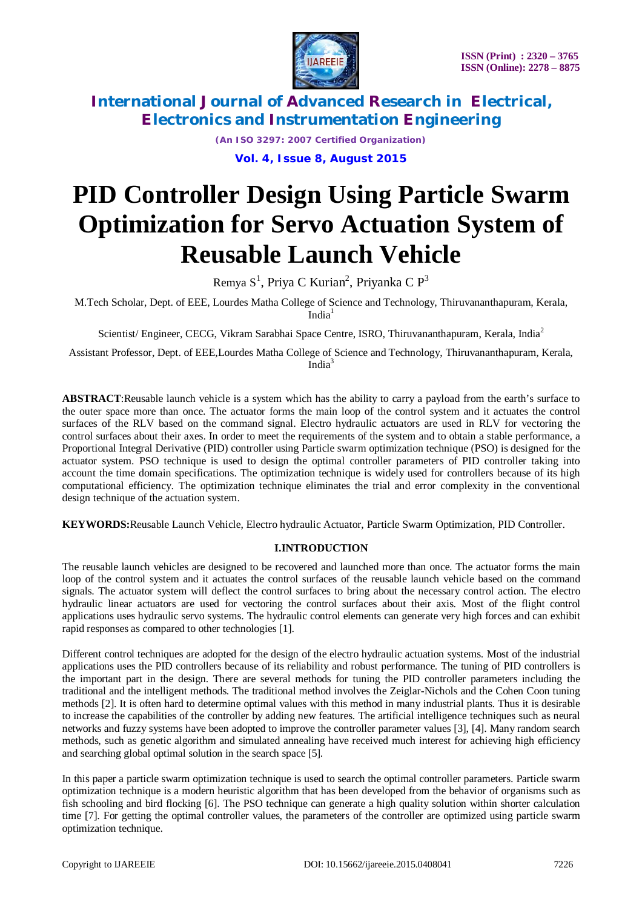# PID Controller Design Using Particle Swarm Optimization for Servo Actuation System of Reusable Launch Vehicle

Remya S[1], Priya C Kurian[2], Priyanka C P[3]

M.Tech Scholar, Dept. of EEE, Lourdes Matha College of Science and Technology, Thiruvananthapuram, Kerala, India[1]

Scientist/ Engineer, CECG, Vikram Sarabhai Space Centre, ISRO, Thiruvananthapuram, Kerala, India[2]

Assistant Professor, Dept. of EEE,Lourdes Matha College of Science and Technology, Thiruvananthapuram, Kerala, India[3]

**ABSTRACT**:Reusable launch vehicle is a system which has the ability to carry a payload from the earth's surface to the outer space more than once. The actuator forms the main loop of the control system and it actuates the control surfaces of the RLV based on the command signal. Electro hydraulic actuators are used in RLV for vectoring the control surfaces about their axes. In order to meet the requirements of the system and to obtain a stable performance, a Proportional Integral Derivative (PID) controller using Particle swarm optimization technique (PSO) is designed for the actuator system. PSO technique is used to design the optimal controller parameters of PID controller taking into account the time domain specifications. The optimization technique is widely used for controllers because of its high computational efficiency. The optimization technique eliminates the trial and error complexity in the conventional design technique of the actuation system.

**KEYWORDS:**Reusable Launch Vehicle, Electro hydraulic Actuator, Particle Swarm Optimization, PID Controller.

## I.INTRODUCTION

The reusable launch vehicles are designed to be recovered and launched more than once. The actuator forms the main loop of the control system and it actuates the control surfaces of the reusable launch vehicle based on the command signals. The actuator system will deflect the control surfaces to bring about the necessary control action. The electro hydraulic linear actuators are used for vectoring the control surfaces about their axis. Most of the flight control applications uses hydraulic servo systems. The hydraulic control elements can generate very high forces and can exhibit rapid responses as compared to other technologies [1].

Different control techniques are adopted for the design of the electro hydraulic actuation systems. Most of the industrial applications uses the PID controllers because of its reliability and robust performance. The tuning of PID controllers is the important part in the design. There are several methods for tuning the PID controller parameters including the traditional and the intelligent methods. The traditional method involves the Zeiglar-Nichols and the Cohen Coon tuning methods [2]. It is often hard to determine optimal values with this method in many industrial plants. Thus it is desirable to increase the capabilities of the controller by adding new features. The artificial intelligence techniques such as neural networks and fuzzy systems have been adopted to improve the controller parameter values [3], [4]. Many random search methods, such as genetic algorithm and simulated annealing have received much interest for achieving high efficiency and searching global optimal solution in the search space [5].

In this paper a particle swarm optimization technique is used to search the optimal controller parameters. Particle swarm optimization technique is a modern heuristic algorithm that has been developed from the behavior of organisms such as fish schooling and bird flocking [6]. The PSO technique can generate a high quality solution within shorter calculation time [7]. For getting the optimal controller values, the parameters of the controller are optimized using particle swarm optimization technique.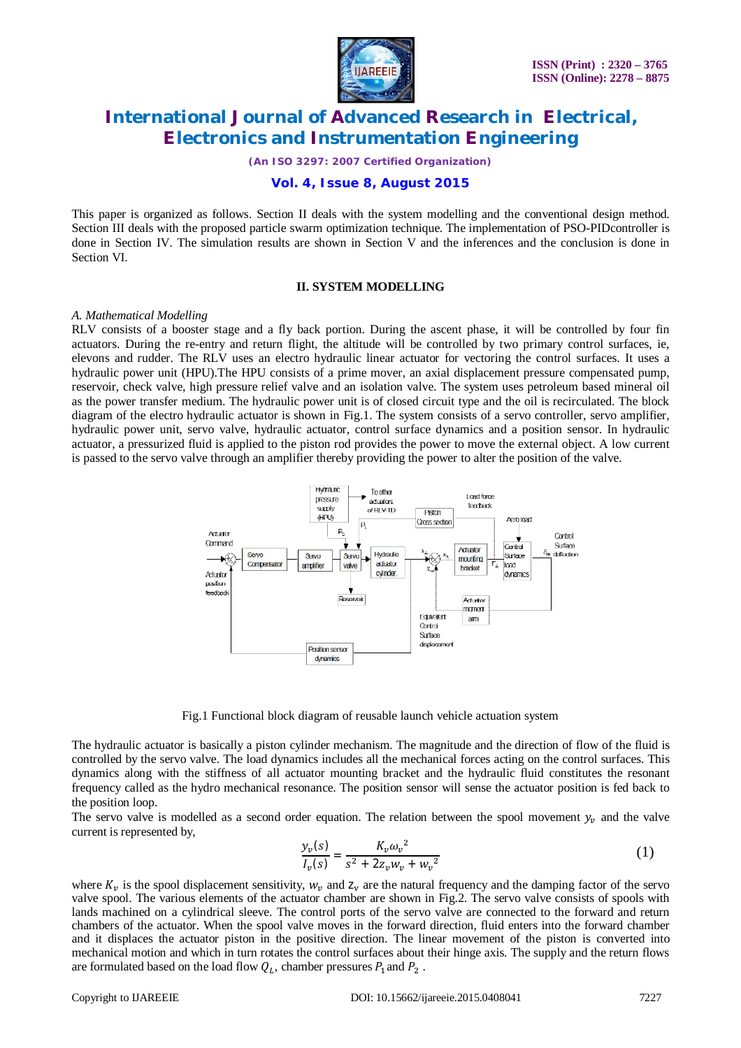This paper is organized as follows. Section II deals with the system modelling and the conventional design method. Section III deals with the proposed particle swarm optimization technique. The implementation of PSO-PIDcontroller is done in Section IV. The simulation results are shown in Section V and the inferences and the conclusion is done in Section VI.

## II. SYSTEM MODELLING

### *A. Mathematical Modelling*

RLV consists of a booster stage and a fly back portion. During the ascent phase, it will be controlled by four fin actuators. During the re-entry and return flight, the altitude will be controlled by two primary control surfaces, ie, elevons and rudder. The RLV uses an electro hydraulic linear actuator for vectoring the control surfaces. It uses a hydraulic power unit (HPU).The HPU consists of a prime mover, an axial displacement pressure compensated pump, reservoir, check valve, high pressure relief valve and an isolation valve. The system uses petroleum based mineral oil as the power transfer medium. The hydraulic power unit is of closed circuit type and the oil is recirculated. The block diagram of the electro hydraulic actuator is shown in Fig.1. The system consists of a servo controller, servo amplifier, hydraulic power unit, servo valve, hydraulic actuator, control surface dynamics and a position sensor. In hydraulic actuator, a pressurized fluid is applied to the piston rod provides the power to move the external object. A low current is passed to the servo valve through an amplifier thereby providing the power to alter the position of the valve.

Fig.1 Functional block diagram of reusable launch vehicle actuation system

The hydraulic actuator is basically a piston cylinder mechanism. The magnitude and the direction of flow of the fluid is controlled by the servo valve. The load dynamics includes all the mechanical forces acting on the control surfaces. This dynamics along with the stiffness of all actuator mounting bracket and the hydraulic fluid constitutes the resonant frequency called as the hydro mechanical resonance. The position sensor will sense the actuator position is fed back to the position loop.

The servo valve is modelled as a second order equation. The relation between the spool movement $y_v$ and the valve current is represented by,

$$\frac{y_v(s)}{I_v(s)} = \frac{K_v \omega_v^2}{s^2 + 2z_v w_v + w_v^2} \tag{1}$$

where $K_v$ is the spool displacement sensitivity, $w_v$ and $z_v$ are the natural frequency and the damping factor of the servo valve spool. The various elements of the actuator chamber are shown in Fig.2. The servo valve consists of spools with lands machined on a cylindrical sleeve. The control ports of the servo valve are connected to the forward and return chambers of the actuator. When the spool valve moves in the forward direction, fluid enters into the forward chamber and it displaces the actuator piston in the positive direction. The linear movement of the piston is converted into mechanical motion and which in turn rotates the control surfaces about their hinge axis. The supply and the return flows are formulated based on the load flow $Q_L$, chamber pressures $P_1$ and $P_2$ .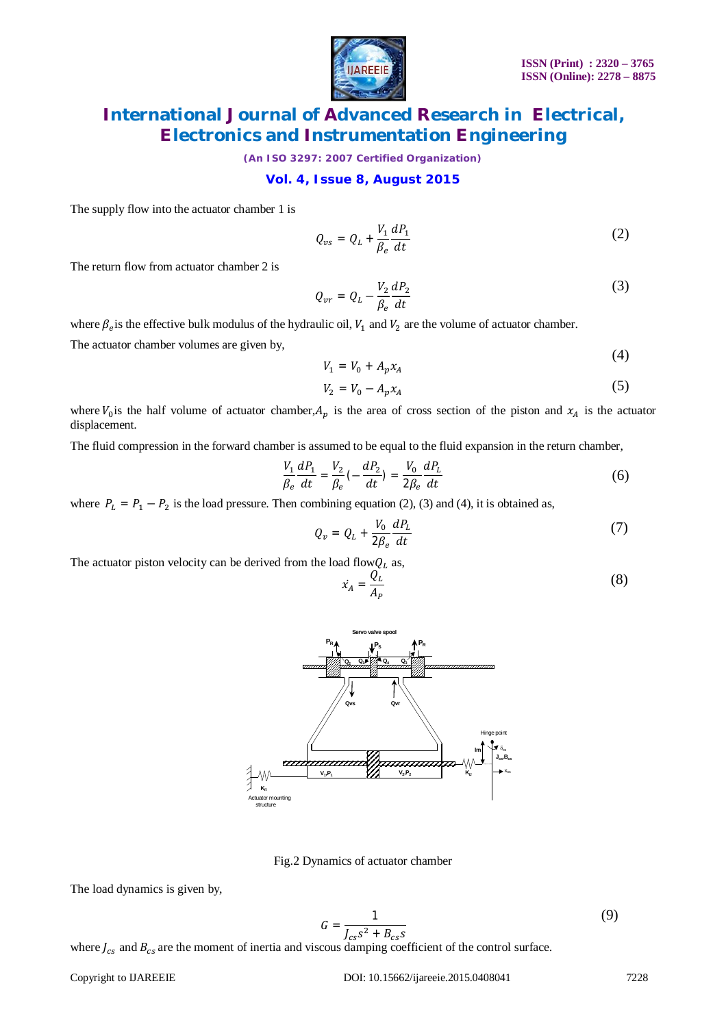The supply flow into the actuator chamber 1 is

$$Q_{vs} = Q_L + \frac{V_1}{\beta_e}\frac{dP_1}{dt} \tag{2}$$

The return flow from actuator chamber 2 is

$$Q_{vr} = Q_L - \frac{V_2}{\beta_e}\frac{dP_2}{dt} \tag{3}$$

where $\beta_e$ is the effective bulk modulus of the hydraulic oil, $V_1$ and $V_2$ are the volume of actuator chamber.

The actuator chamber volumes are given by,

$$V_1 = V_0 + A_p x_A \tag{4}$$

$$V_2 = V_0 - A_p x_A \tag{5}$$

where $V_0$ is the half volume of actuator chamber, $A_p$ is the area of cross section of the piston and $x_A$ is the actuator displacement.

The fluid compression in the forward chamber is assumed to be equal to the fluid expansion in the return chamber,

$$\frac{V_1}{\beta_e}\frac{dP_1}{dt} = \frac{V_2}{\beta_e}\left(-\frac{dP_2}{dt}\right) = \frac{V_0}{2\beta_e}\frac{dP_L}{dt} \tag{6}$$

where $P_L = P_1 - P_2$ is the load pressure. Then combining equation (2), (3) and (4), it is obtained as,

$$Q_v = Q_L + \frac{V_0}{2\beta_e}\frac{dP_L}{dt} \tag{7}$$

The actuator piston velocity can be derived from the load flow $Q_L$ as,

$$\dot{x}_A = \frac{Q_L}{A_P} \tag{8}$$

Fig.2 Dynamics of actuator chamber

The load dynamics is given by,

$$G = \frac{1}{J_{cs}s^2 + B_{cs}s} \tag{9}$$

where $J_{cs}$ and $B_{cs}$ are the moment of inertia and viscous damping coefficient of the control surface.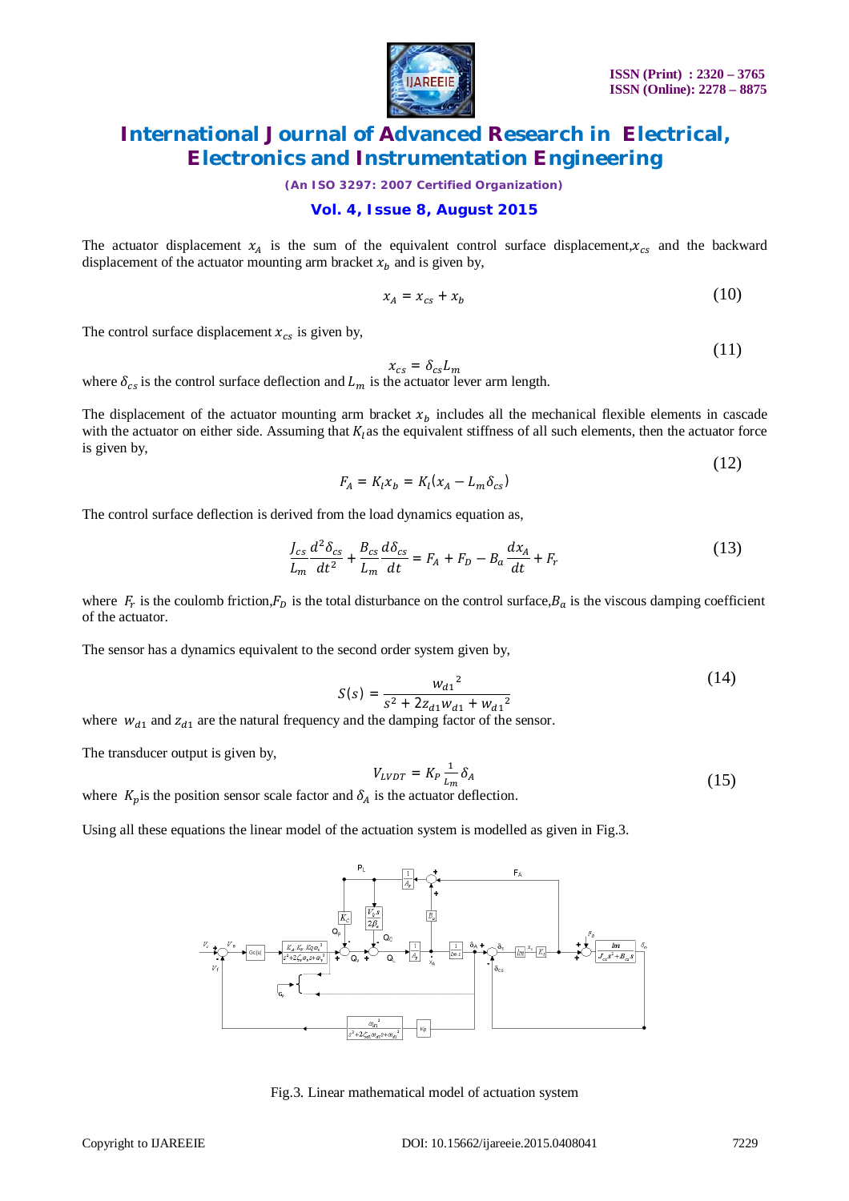The actuator displacement $x_A$ is the sum of the equivalent control surface displacement, $x_{cs}$ and the backward displacement of the actuator mounting arm bracket $x_b$ and is given by,

$$x_A = x_{cs} + x_b \tag{10}$$

The control surface displacement $x_{cs}$ is given by,

$$x_{cs} = \delta_{cs} L_m \tag{11}$$

where $\delta_{cs}$ is the control surface deflection and $L_m$ is the actuator lever arm length.

The displacement of the actuator mounting arm bracket $x_b$ includes all the mechanical flexible elements in cascade with the actuator on either side. Assuming that $K_l$ as the equivalent stiffness of all such elements, then the actuator force is given by,

$$F_A = K_l x_b = K_l (x_A - L_m \delta_{cs}) \tag{12}$$

The control surface deflection is derived from the load dynamics equation as,

$$\frac{J_{cs}}{L_m}\frac{d^2\delta_{cs}}{dt^2} + \frac{B_{cs}}{L_m}\frac{d\delta_{cs}}{dt} = F_A + F_D - B_a\frac{dx_A}{dt} + F_r \tag{13}$$

where $F_r$ is the coulomb friction, $F_D$ is the total disturbance on the control surface, $B_a$ is the viscous damping coefficient of the actuator.

The sensor has a dynamics equivalent to the second order system given by,

$$S(s) = \frac{{w_{d1}}^2}{s^2 + 2z_{d1}w_{d1} + {w_{d1}}^2} \tag{14}$$

where $w_{d1}$ and $z_{d1}$ are the natural frequency and the damping factor of the sensor.

The transducer output is given by,

$$V_{LVDT} = K_P \frac{1}{L_m} \delta_A \tag{15}$$

where $K_p$ is the position sensor scale factor and $\delta_A$ is the actuator deflection.

Using all these equations the linear model of the actuation system is modelled as given in Fig.3.

Fig.3. Linear mathematical model of actuation system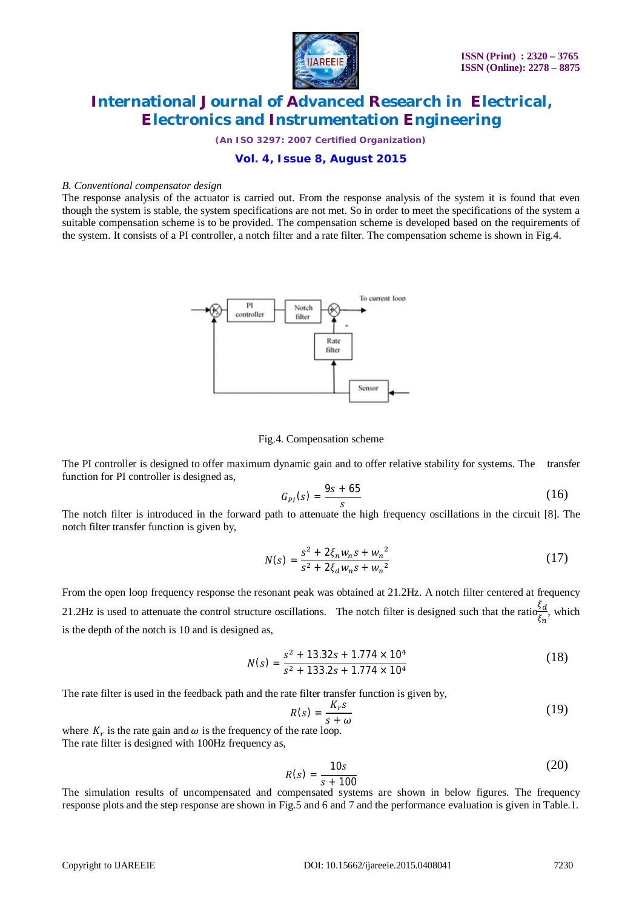*B. Conventional compensator design*

The response analysis of the actuator is carried out. From the response analysis of the system it is found that even though the system is stable, the system specifications are not met. So in order to meet the specifications of the system a suitable compensation scheme is to be provided. The compensation scheme is developed based on the requirements of the system. It consists of a PI controller, a notch filter and a rate filter. The compensation scheme is shown in Fig.4.

Fig.4. Compensation scheme

The PI controller is designed to offer maximum dynamic gain and to offer relative stability for systems. The transfer function for PI controller is designed as,

$$G_{PI}(s) = \frac{9s + 65}{s} \tag{16}$$

The notch filter is introduced in the forward path to attenuate the high frequency oscillations in the circuit [8]. The notch filter transfer function is given by,

$$N(s) = \frac{s^2 + 2\xi_n w_n s + {w_n}^2}{s^2 + 2\xi_d w_n s + {w_n}^2} \tag{17}$$

From the open loop frequency response the resonant peak was obtained at 21.2Hz. A notch filter centered at frequency 21.2Hz is used to attenuate the control structure oscillations. The notch filter is designed such that the ratio $\frac{\xi_d}{\xi_n}$, which is the depth of the notch is 10 and is designed as,

$$N(s) = \frac{s^2 + 13.32s + 1.774 \times 10^4}{s^2 + 133.2s + 1.774 \times 10^4} \tag{18}$$

The rate filter is used in the feedback path and the rate filter transfer function is given by,

$$R(s) = \frac{K_r s}{s + \omega} \tag{19}$$

where $K_r$ is the rate gain and $\omega$ is the frequency of the rate loop.
The rate filter is designed with 100Hz frequency as,

$$R(s) = \frac{10s}{s + 100} \tag{20}$$

The simulation results of uncompensated and compensated systems are shown in below figures. The frequency response plots and the step response are shown in Fig.5 and 6 and 7 and the performance evaluation is given in Table.1.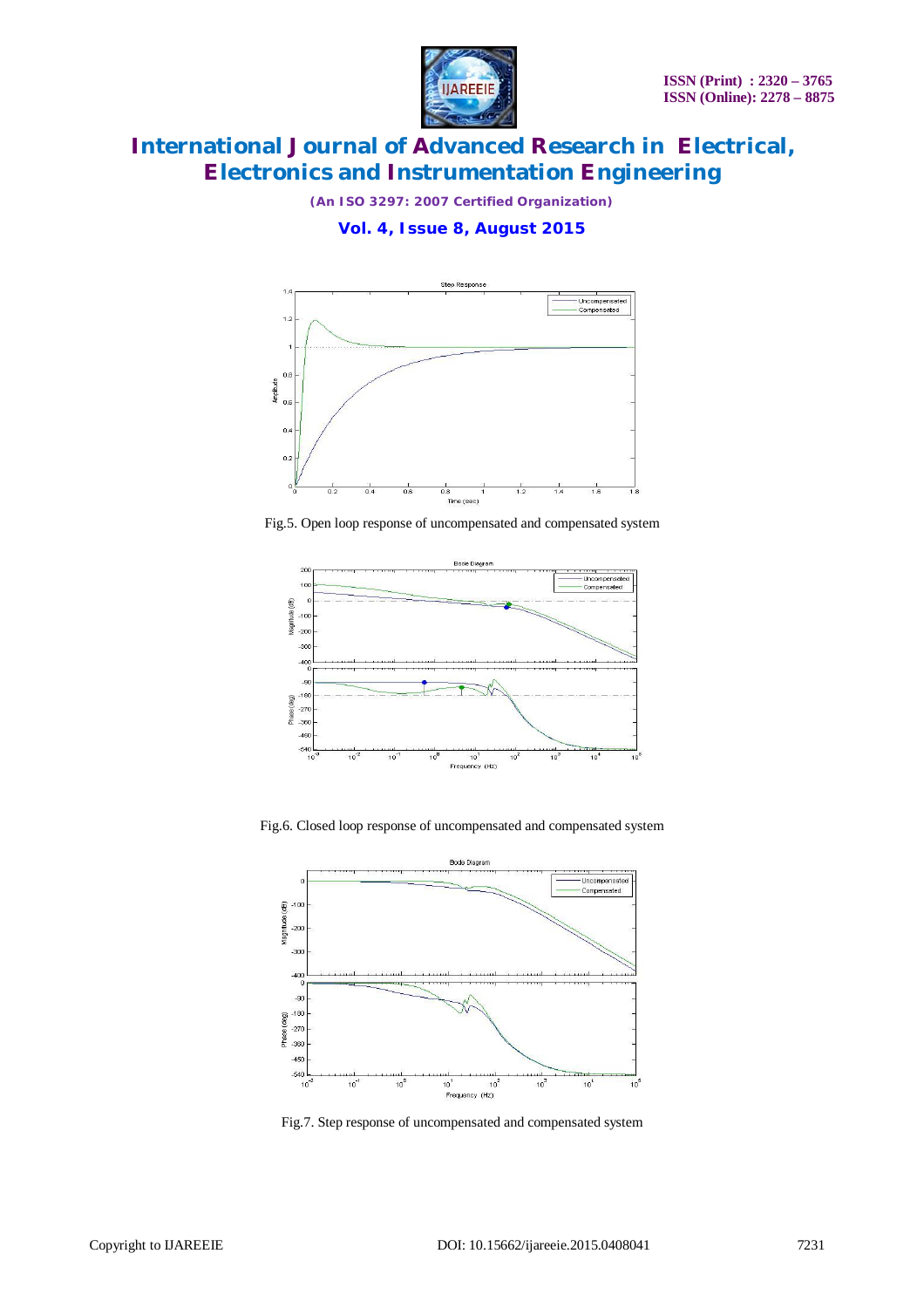Fig.5. Open loop response of uncompensated and compensated system

Fig.6. Closed loop response of uncompensated and compensated system

Fig.7. Step response of uncompensated and compensated system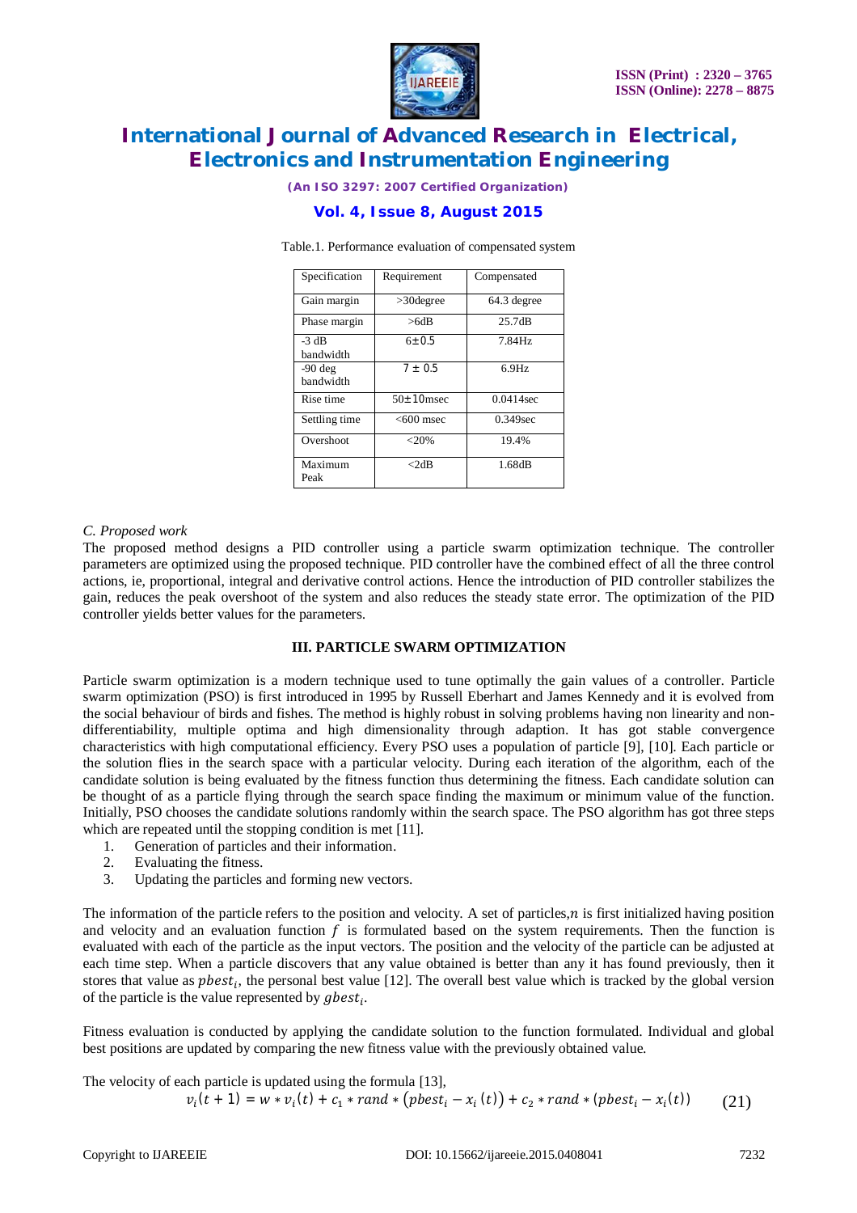Table.1. Performance evaluation of compensated system

| Specification | Requirement | Compensated |
|---|---|---|
| Gain margin | >30degree | 64.3 degree |
| Phase margin | >6dB | 25.7dB |
| -3 dB bandwidth | $6\pm0.5$ | 7.84Hz |
| -90 deg bandwidth | $7\pm0.5$ | 6.9Hz |
| Rise time | $50\pm10$msec | 0.0414sec |
| Settling time | <600 msec | 0.349sec |
| Overshoot | <20% | 19.4% |
| Maximum Peak | <2dB | 1.68dB |

*C. Proposed work*

The proposed method designs a PID controller using a particle swarm optimization technique. The controller parameters are optimized using the proposed technique. PID controller have the combined effect of all the three control actions, ie, proportional, integral and derivative control actions. Hence the introduction of PID controller stabilizes the gain, reduces the peak overshoot of the system and also reduces the steady state error. The optimization of the PID controller yields better values for the parameters.

### III. PARTICLE SWARM OPTIMIZATION

Particle swarm optimization is a modern technique used to tune optimally the gain values of a controller. Particle swarm optimization (PSO) is first introduced in 1995 by Russell Eberhart and James Kennedy and it is evolved from the social behaviour of birds and fishes. The method is highly robust in solving problems having non linearity and non-differentiability, multiple optima and high dimensionality through adaption. It has got stable convergence characteristics with high computational efficiency. Every PSO uses a population of particle [9], [10]. Each particle or the solution flies in the search space with a particular velocity. During each iteration of the algorithm, each of the candidate solution is being evaluated by the fitness function thus determining the fitness. Each candidate solution can be thought of as a particle flying through the search space finding the maximum or minimum value of the function. Initially, PSO chooses the candidate solutions randomly within the search space. The PSO algorithm has got three steps which are repeated until the stopping condition is met [11].

1. Generation of particles and their information.
2. Evaluating the fitness.
3. Updating the particles and forming new vectors.

The information of the particle refers to the position and velocity. A set of particles,$n$ is first initialized having position and velocity and an evaluation function $f$ is formulated based on the system requirements. Then the function is evaluated with each of the particle as the input vectors. The position and the velocity of the particle can be adjusted at each time step. When a particle discovers that any value obtained is better than any it has found previously, then it stores that value as $pbest_i$, the personal best value [12]. The overall best value which is tracked by the global version of the particle is the value represented by $gbest_i$.

Fitness evaluation is conducted by applying the candidate solution to the function formulated. Individual and global best positions are updated by comparing the new fitness value with the previously obtained value.

The velocity of each particle is updated using the formula [13],

$$v_i(t+1) = w * v_i(t) + c_1 * rand * (pbest_i - x_i(t)) + c_2 * rand * (pbest_i - x_i(t)) \qquad (21)$$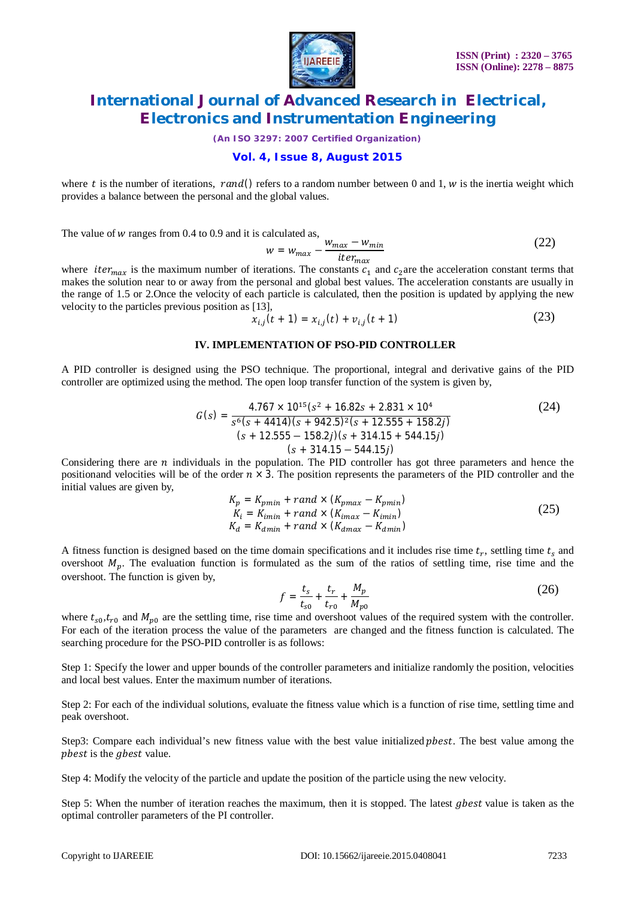where $t$ is the number of iterations, $rand()$ refers to a random number between 0 and 1, $w$ is the inertia weight which provides a balance between the personal and the global values.

The value of $w$ ranges from 0.4 to 0.9 and it is calculated as,

$$w = w_{max} - \frac{w_{max} - w_{min}}{iter_{max}} \tag{22}$$

where $iter_{max}$ is the maximum number of iterations. The constants $c_1$ and $c_2$ are the acceleration constant terms that makes the solution near to or away from the personal and global best values. The acceleration constants are usually in the range of 1.5 or 2.Once the velocity of each particle is calculated, then the position is updated by applying the new velocity to the particles previous position as [13],

$$x_{i,j}(t+1) = x_{i,j}(t) + v_{i,j}(t+1) \tag{23}$$

## IV. IMPLEMENTATION OF PSO-PID CONTROLLER

A PID controller is designed using the PSO technique. The proportional, integral and derivative gains of the PID controller are optimized using the method. The open loop transfer function of the system is given by,

$$G(s) = \frac{4.767 \times 10^{15}(s^2 + 16.82s + 2.831 \times 10^4}{\begin{array}{c} s^6(s+4414)(s+942.5)^2(s+12.555+158.2j) \\ (s+12.555-158.2j)(s+314.15+544.15j) \\ (s+314.15-544.15j) \end{array}} \tag{24}$$

Considering there are $n$ individuals in the population. The PID controller has got three parameters and hence the positionand velocities will be of the order $n \times 3$. The position represents the parameters of the PID controller and the initial values are given by,

$$\begin{aligned} K_p &= K_{pmin} + rand \times (K_{pmax} - K_{pmin}) \\ K_i &= K_{imin} + rand \times (K_{imax} - K_{imin}) \\ K_d &= K_{dmin} + rand \times (K_{dmax} - K_{dmin}) \end{aligned} \tag{25}$$

A fitness function is designed based on the time domain specifications and it includes rise time $t_r$, settling time $t_s$ and overshoot $M_p$. The evaluation function is formulated as the sum of the ratios of settling time, rise time and the overshoot. The function is given by,

$$f = \frac{t_s}{t_{s0}} + \frac{t_r}{t_{r0}} + \frac{M_p}{M_{p0}} \tag{26}$$

where $t_{s0}$,$t_{r0}$ and $M_{p0}$ are the settling time, rise time and overshoot values of the required system with the controller. For each of the iteration process the value of the parameters are changed and the fitness function is calculated. The searching procedure for the PSO-PID controller is as follows:

Step 1: Specify the lower and upper bounds of the controller parameters and initialize randomly the position, velocities and local best values. Enter the maximum number of iterations.

Step 2: For each of the individual solutions, evaluate the fitness value which is a function of rise time, settling time and peak overshoot.

Step3: Compare each individual's new fitness value with the best value initialized $pbest$. The best value among the $pbest$ is the $gbest$ value.

Step 4: Modify the velocity of the particle and update the position of the particle using the new velocity.

Step 5: When the number of iteration reaches the maximum, then it is stopped. The latest $gbest$ value is taken as the optimal controller parameters of the PI controller.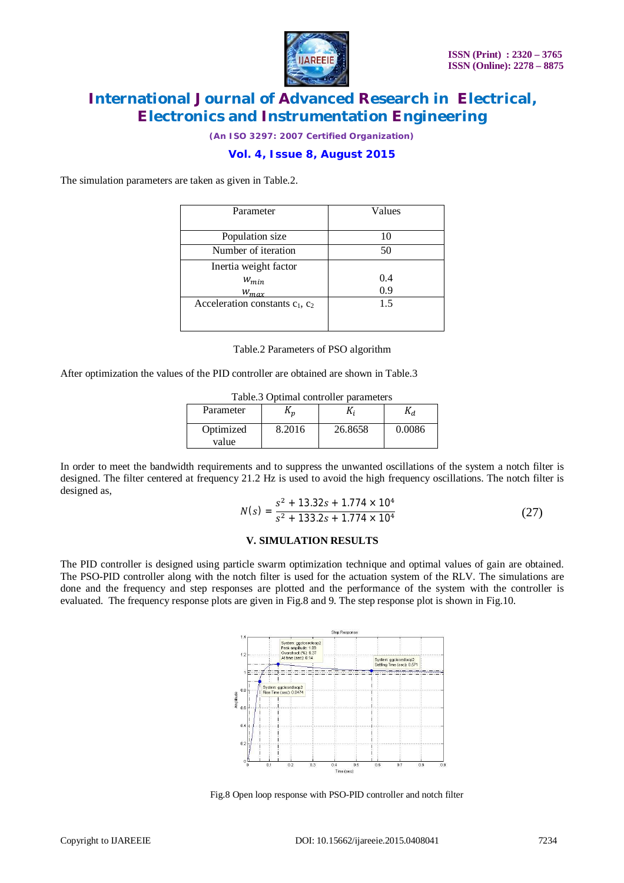The simulation parameters are taken as given in Table.2.

| Parameter | Values |
|---|---|
| Population size | 10 |
| Number of iteration | 50 |
| Inertia weight factor <br> $w_{min}$ <br> $w_{max}$ | <br> 0.4 <br> 0.9 |
| Acceleration constants $c_1$, $c_2$ | 1.5 |

Table.2 Parameters of PSO algorithm

After optimization the values of the PID controller are obtained are shown in Table.3

Table.3 Optimal controller parameters

| Parameter | $K_p$ | $K_i$ | $K_d$ |
|---|---|---|---|
| Optimized value | 8.2016 | 26.8658 | 0.0086 |

In order to meet the bandwidth requirements and to suppress the unwanted oscillations of the system a notch filter is designed. The filter centered at frequency 21.2 Hz is used to avoid the high frequency oscillations. The notch filter is designed as,

$$N(s) = \frac{s^2 + 13.32s + 1.774 \times 10^4}{s^2 + 133.2s + 1.774 \times 10^4} \quad (27)$$

## V. SIMULATION RESULTS

The PID controller is designed using particle swarm optimization technique and optimal values of gain are obtained. The PSO-PID controller along with the notch filter is used for the actuation system of the RLV. The simulations are done and the frequency and step responses are plotted and the performance of the system with the controller is evaluated. The frequency response plots are given in Fig.8 and 9. The step response plot is shown in Fig.10.

Fig.8 Open loop response with PSO-PID controller and notch filter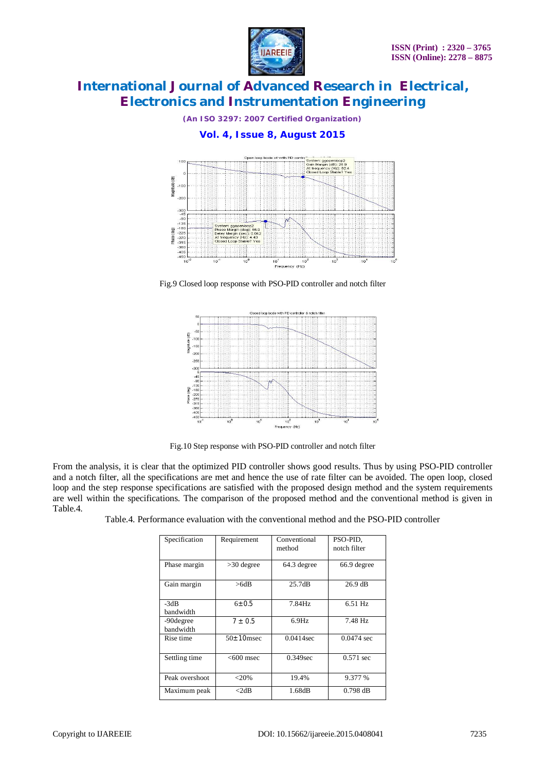Fig.9 Closed loop response with PSO-PID controller and notch filter

Fig.10 Step response with PSO-PID controller and notch filter

From the analysis, it is clear that the optimized PID controller shows good results. Thus by using PSO-PID controller and a notch filter, all the specifications are met and hence the use of rate filter can be avoided. The open loop, closed loop and the step response specifications are satisfied with the proposed design method and the system requirements are well within the specifications. The comparison of the proposed method and the conventional method is given in Table.4.

Table.4. Performance evaluation with the conventional method and the PSO-PID controller

| Specification | Requirement | Conventional method | PSO-PID, notch filter |
|---|---|---|---|
| Phase margin | >30 degree | 64.3 degree | 66.9 degree |
| Gain margin | >6dB | 25.7dB | 26.9 dB |
| -3dB bandwidth | 6±0.5 | 7.84Hz | 6.51 Hz |
| -90degree bandwidth | 7 ± 0.5 | 6.9Hz | 7.48 Hz |
| Rise time | 50±10msec | 0.0414sec | 0.0474 sec |
| Settling time | <600 msec | 0.349sec | 0.571 sec |
| Peak overshoot | <20% | 19.4% | 9.377 % |
| Maximum peak | <2dB | 1.68dB | 0.798 dB |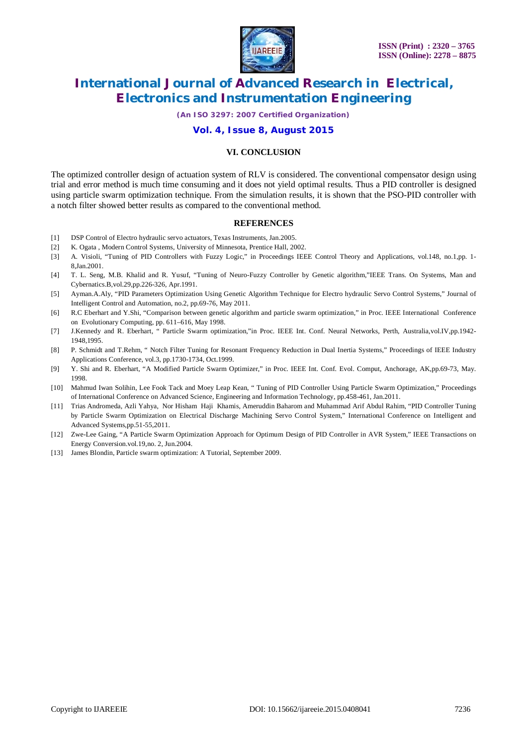## VI. CONCLUSION

The optimized controller design of actuation system of RLV is considered. The conventional compensator design using trial and error method is much time consuming and it does not yield optimal results. Thus a PID controller is designed using particle swarm optimization technique. From the simulation results, it is shown that the PSO-PID controller with a notch filter showed better results as compared to the conventional method.

## REFERENCES

[1] DSP Control of Electro hydraulic servo actuators, Texas Instruments, Jan.2005.

[2] K. Ogata , Modern Control Systems, University of Minnesota, Prentice Hall, 2002.

[3] A. Visioli, "Tuning of PID Controllers with Fuzzy Logic," in Proceedings IEEE Control Theory and Applications, vol.148, no.1,pp. 1-8,Jan.2001.

[4] T. L. Seng, M.B. Khalid and R. Yusuf, "Tuning of Neuro-Fuzzy Controller by Genetic algorithm,"IEEE Trans. On Systems, Man and Cybernatics.B,vol.29,pp.226-326, Apr.1991.

[5] Ayman.A.Aly, "PID Parameters Optimization Using Genetic Algorithm Technique for Electro hydraulic Servo Control Systems," Journal of Intelligent Control and Automation, no.2, pp.69-76, May 2011.

[6] R.C Eberhart and Y.Shi, "Comparison between genetic algorithm and particle swarm optimization," in Proc. IEEE International Conference on Evolutionary Computing, pp. 611–616, May 1998.

[7] J.Kennedy and R. Eberhart, " Particle Swarm optimization,"in Proc. IEEE Int. Conf. Neural Networks, Perth, Australia,vol.IV,pp.1942-1948,1995.

[8] P. Schmidt and T.Rehm, " Notch Filter Tuning for Resonant Frequency Reduction in Dual Inertia Systems," Proceedings of IEEE Industry Applications Conference, vol.3, pp.1730-1734, Oct.1999.

[9] Y. Shi and R. Eberhart, "A Modified Particle Swarm Optimizer," in Proc. IEEE Int. Conf. Evol. Comput, Anchorage, AK,pp.69-73, May. 1998.

[10] Mahmud Iwan Solihin, Lee Fook Tack and Moey Leap Kean, " Tuning of PID Controller Using Particle Swarm Optimization," Proceedings of International Conference on Advanced Science, Engineering and Information Technology, pp.458-461, Jan.2011.

[11] Trias Andromeda, Azli Yahya, Nor Hisham Haji Khamis, Ameruddin Baharom and Muhammad Arif Abdul Rahim, "PID Controller Tuning by Particle Swarm Optimization on Electrical Discharge Machining Servo Control System," International Conference on Intelligent and Advanced Systems,pp.51-55,2011.

[12] Zwe-Lee Gaing, "A Particle Swarm Optimization Approach for Optimum Design of PID Controller in AVR System," IEEE Transactions on Energy Conversion.vol.19,no. 2, Jun.2004.

[13] James Blondin, Particle swarm optimization: A Tutorial, September 2009.